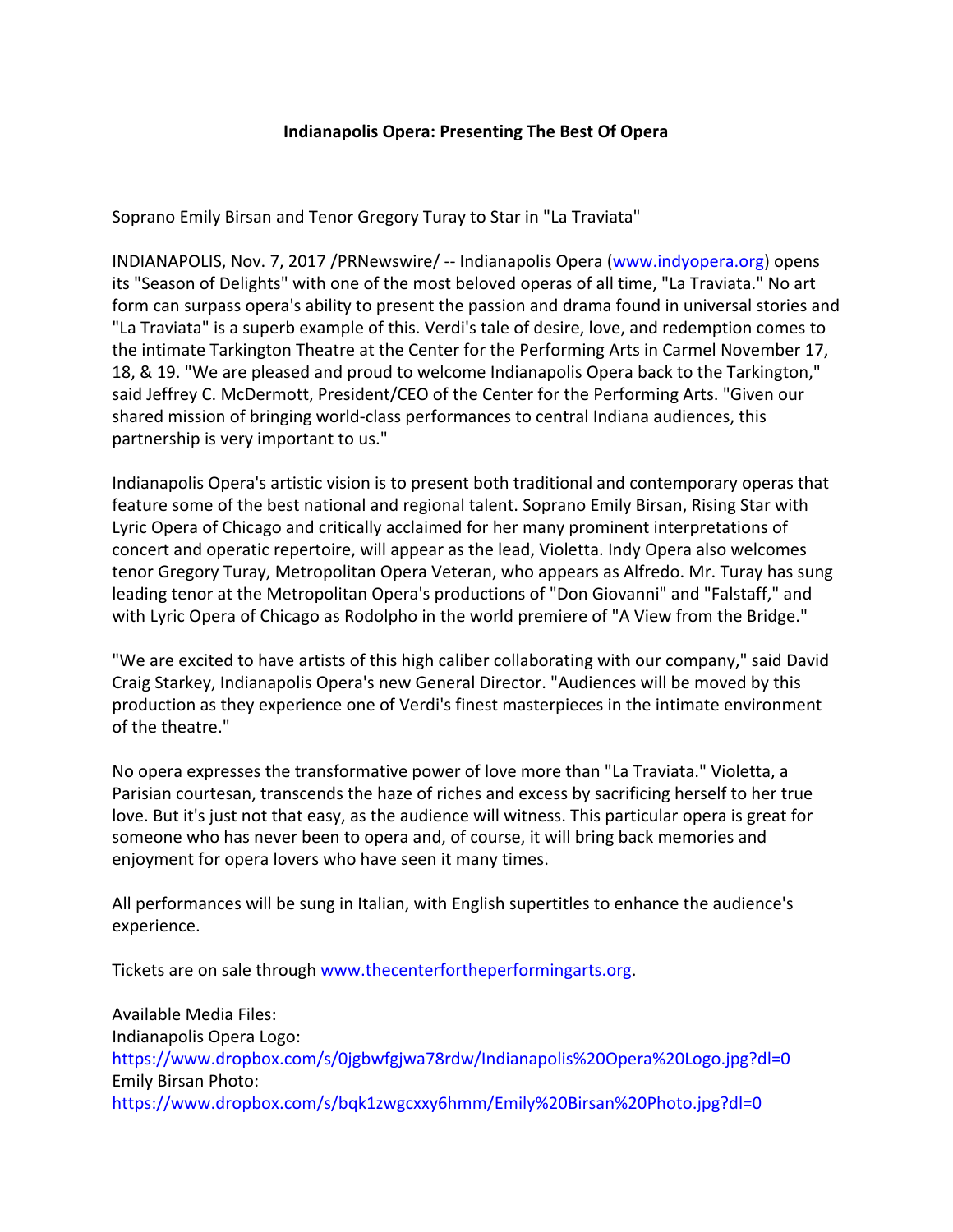**Indianapolis Opera: Presenting The Best Of Opera**

Soprano Emily Birsan and Tenor Gregory Turay to Star in "La Traviata"

INDIANAPOLIS, Nov. 7, 2017 /PRNewswire/ -- Indianapolis Opera (www.indyopera.org) opens its "Season of Delights" with one of the most beloved operas of all time, "La Traviata." No art form can surpass opera's ability to present the passion and drama found in universal stories and "La Traviata" is a superb example of this. Verdi's tale of desire, love, and redemption comes to the intimate Tarkington Theatre at the Center for the Performing Arts in Carmel November 17, 18, & 19. "We are pleased and proud to welcome Indianapolis Opera back to the Tarkington," said Jeffrey C. McDermott, President/CEO of the Center for the Performing Arts. "Given our shared mission of bringing world-class performances to central Indiana audiences, this partnership is very important to us."

Indianapolis Opera's artistic vision is to present both traditional and contemporary operas that feature some of the best national and regional talent. Soprano Emily Birsan, Rising Star with Lyric Opera of Chicago and critically acclaimed for her many prominent interpretations of concert and operatic repertoire, will appear as the lead, Violetta. Indy Opera also welcomes tenor Gregory Turay, Metropolitan Opera Veteran, who appears as Alfredo. Mr. Turay has sung leading tenor at the Metropolitan Opera's productions of "Don Giovanni" and "Falstaff," and with Lyric Opera of Chicago as Rodolpho in the world premiere of "A View from the Bridge."

"We are excited to have artists of this high caliber collaborating with our company," said David Craig Starkey, Indianapolis Opera's new General Director. "Audiences will be moved by this production as they experience one of Verdi's finest masterpieces in the intimate environment of the theatre."

No opera expresses the transformative power of love more than "La Traviata." Violetta, a Parisian courtesan, transcends the haze of riches and excess by sacrificing herself to her true love. But it's just not that easy, as the audience will witness. This particular opera is great for someone who has never been to opera and, of course, it will bring back memories and enjoyment for opera lovers who have seen it many times.

All performances will be sung in Italian, with English supertitles to enhance the audience's experience.

Tickets are on sale through www.thecenterfortheperformingarts.org.

Available Media Files:
Indianapolis Opera Logo:
https://www.dropbox.com/s/0jgbwfgjwa78rdw/Indianapolis%20Opera%20Logo.jpg?dl=0
Emily Birsan Photo:
https://www.dropbox.com/s/bqk1zwgcxxy6hmm/Emily%20Birsan%20Photo.jpg?dl=0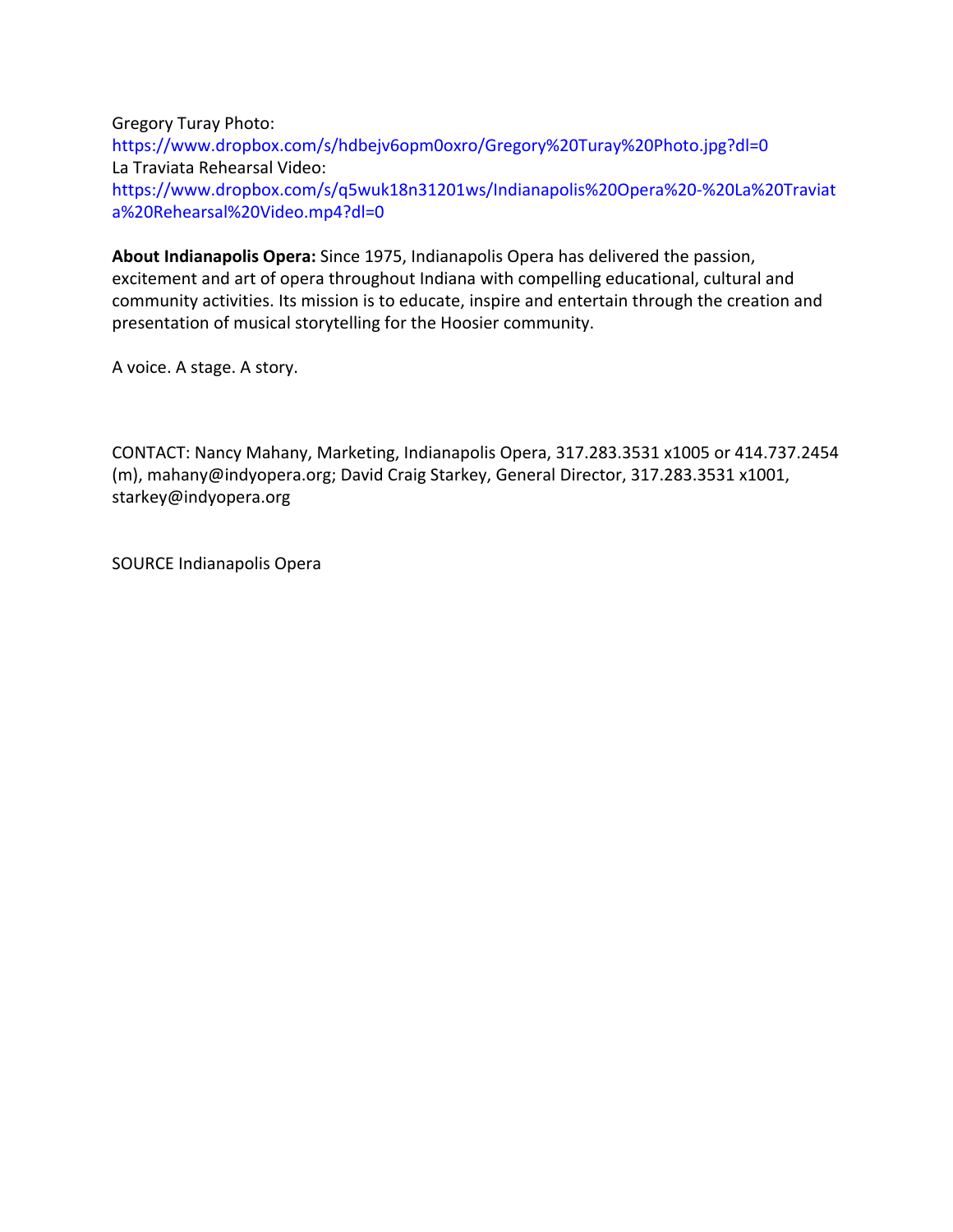Gregory Turay Photo:
https://www.dropbox.com/s/hdbejv6opm0oxro/Gregory%20Turay%20Photo.jpg?dl=0
La Traviata Rehearsal Video:
https://www.dropbox.com/s/q5wuk18n31201ws/Indianapolis%20Opera%20-%20La%20Traviata%20Rehearsal%20Video.mp4?dl=0

**About Indianapolis Opera:** Since 1975, Indianapolis Opera has delivered the passion, excitement and art of opera throughout Indiana with compelling educational, cultural and community activities. Its mission is to educate, inspire and entertain through the creation and presentation of musical storytelling for the Hoosier community.

A voice. A stage. A story.

CONTACT: Nancy Mahany, Marketing, Indianapolis Opera, 317.283.3531 x1005 or 414.737.2454 (m), mahany@indyopera.org; David Craig Starkey, General Director, 317.283.3531 x1001, starkey@indyopera.org

SOURCE Indianapolis Opera